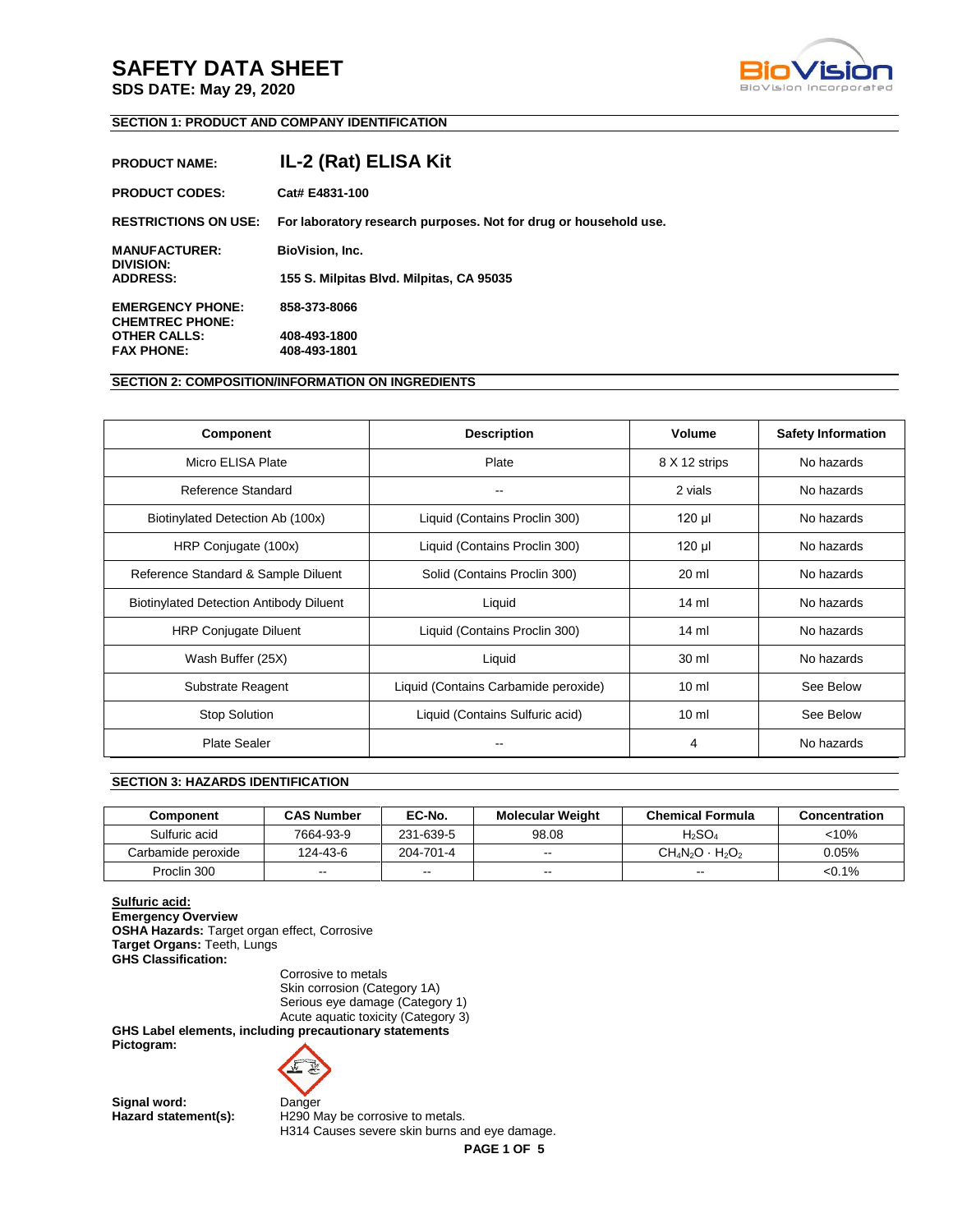# SAFETY DATA SHEET

**SDS DATE: May 29, 2020**

BioVision
BioVision Incorporated

## SECTION 1: PRODUCT AND COMPANY IDENTIFICATION

**PRODUCT NAME:** **IL-2 (Rat) ELISA Kit**

**PRODUCT CODES:** **Cat# E4831-100**

**RESTRICTIONS ON USE:** **For laboratory research purposes. Not for drug or household use.**

**MANUFACTURER:** **BioVision, Inc.**
**DIVISION:**
**ADDRESS:** **155 S. Milpitas Blvd. Milpitas, CA 95035**

**EMERGENCY PHONE:** **858-373-8066**
**CHEMTREC PHONE:**
**OTHER CALLS:** **408-493-1800**
**FAX PHONE:** **408-493-1801**

## SECTION 2: COMPOSITION/INFORMATION ON INGREDIENTS

| Component | Description | Volume | Safety Information |
|---|---|---|---|
| Micro ELISA Plate | Plate | 8 X 12 strips | No hazards |
| Reference Standard | -- | 2 vials | No hazards |
| Biotinylated Detection Ab (100x) | Liquid (Contains Proclin 300) | 120 µl | No hazards |
| HRP Conjugate (100x) | Liquid (Contains Proclin 300) | 120 µl | No hazards |
| Reference Standard & Sample Diluent | Solid (Contains Proclin 300) | 20 ml | No hazards |
| Biotinylated Detection Antibody Diluent | Liquid | 14 ml | No hazards |
| HRP Conjugate Diluent | Liquid (Contains Proclin 300) | 14 ml | No hazards |
| Wash Buffer (25X) | Liquid | 30 ml | No hazards |
| Substrate Reagent | Liquid (Contains Carbamide peroxide) | 10 ml | See Below |
| Stop Solution | Liquid (Contains Sulfuric acid) | 10 ml | See Below |
| Plate Sealer | -- | 4 | No hazards |

## SECTION 3: HAZARDS IDENTIFICATION

| Component | CAS Number | EC-No. | Molecular Weight | Chemical Formula | Concentration |
|---|---|---|---|---|---|
| Sulfuric acid | 7664-93-9 | 231-639-5 | 98.08 | $H_2SO_4$ | <10% |
| Carbamide peroxide | 124-43-6 | 204-701-4 | -- | $CH_4N_2O \cdot H_2O_2$ | 0.05% |
| Proclin 300 | -- | -- | -- | -- | <0.1% |

**Sulfuric acid:**
**Emergency Overview**
**OSHA Hazards:** Target organ effect, Corrosive
**Target Organs:** Teeth, Lungs
**GHS Classification:**

Corrosive to metals
Skin corrosion (Category 1A)
Serious eye damage (Category 1)
Acute aquatic toxicity (Category 3)

**GHS Label elements, including precautionary statements**
**Pictogram:**

**Signal word:** Danger
**Hazard statement(s):** H290 May be corrosive to metals.
H314 Causes severe skin burns and eye damage.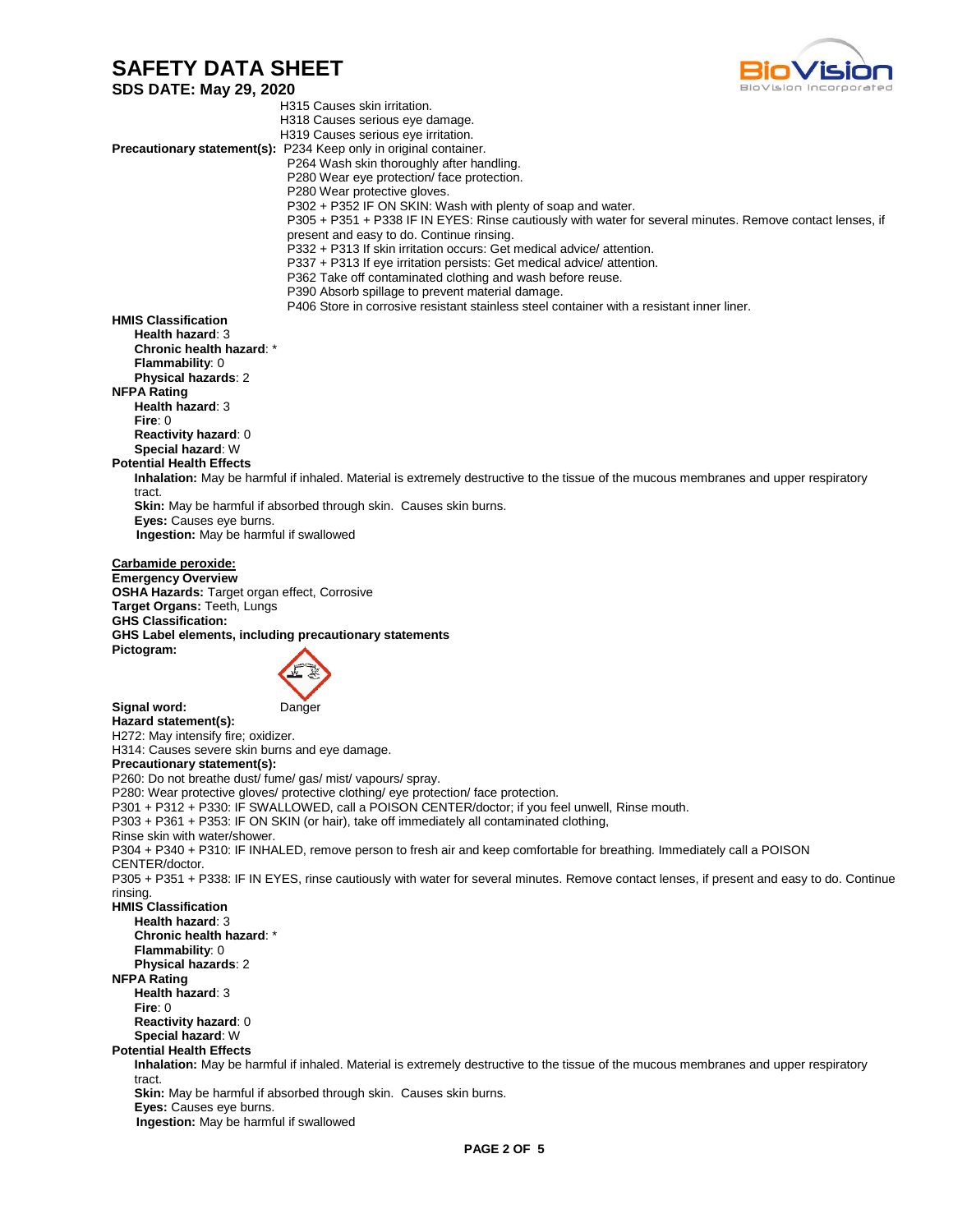H315 Causes skin irritation.
H318 Causes serious eye damage.
H319 Causes serious eye irritation.

**Precautionary statement(s):** P234 Keep only in original container.
P264 Wash skin thoroughly after handling.
P280 Wear eye protection/ face protection.
P280 Wear protective gloves.
P302 + P352 IF ON SKIN: Wash with plenty of soap and water.
P305 + P351 + P338 IF IN EYES: Rinse cautiously with water for several minutes. Remove contact lenses, if present and easy to do. Continue rinsing.
P332 + P313 If skin irritation occurs: Get medical advice/ attention.
P337 + P313 If eye irritation persists: Get medical advice/ attention.
P362 Take off contaminated clothing and wash before reuse.
P390 Absorb spillage to prevent material damage.
P406 Store in corrosive resistant stainless steel container with a resistant inner liner.

**HMIS Classification**
- **Health hazard**: 3
- **Chronic health hazard**: *
- **Flammability**: 0
- **Physical hazards**: 2

**NFPA Rating**
- **Health hazard**: 3
- **Fire**: 0
- **Reactivity hazard**: 0
- **Special hazard**: W

**Potential Health Effects**
- **Inhalation:** May be harmful if inhaled. Material is extremely destructive to the tissue of the mucous membranes and upper respiratory tract.
- **Skin:** May be harmful if absorbed through skin. Causes skin burns.
- **Eyes:** Causes eye burns.
- **Ingestion:** May be harmful if swallowed

**Carbamide peroxide:**

**Emergency Overview**
**OSHA Hazards:** Target organ effect, Corrosive
**Target Organs:** Teeth, Lungs
**GHS Classification:**
**GHS Label elements, including precautionary statements**
**Pictogram:**

**Signal word:** Danger

**Hazard statement(s):**
H272: May intensify fire; oxidizer.
H314: Causes severe skin burns and eye damage.

**Precautionary statement(s):**
P260: Do not breathe dust/ fume/ gas/ mist/ vapours/ spray.
P280: Wear protective gloves/ protective clothing/ eye protection/ face protection.
P301 + P312 + P330: IF SWALLOWED, call a POISON CENTER/doctor; if you feel unwell, Rinse mouth.
P303 + P361 + P353: IF ON SKIN (or hair), take off immediately all contaminated clothing,
Rinse skin with water/shower.
P304 + P340 + P310: IF INHALED, remove person to fresh air and keep comfortable for breathing. Immediately call a POISON CENTER/doctor.
P305 + P351 + P338: IF IN EYES, rinse cautiously with water for several minutes. Remove contact lenses, if present and easy to do. Continue rinsing.

**HMIS Classification**
- **Health hazard**: 3
- **Chronic health hazard**: *
- **Flammability**: 0
- **Physical hazards**: 2

**NFPA Rating**
- **Health hazard**: 3
- **Fire**: 0
- **Reactivity hazard**: 0
- **Special hazard**: W

**Potential Health Effects**
- **Inhalation:** May be harmful if inhaled. Material is extremely destructive to the tissue of the mucous membranes and upper respiratory tract.
- **Skin:** May be harmful if absorbed through skin. Causes skin burns.
- **Eyes:** Causes eye burns.
- **Ingestion:** May be harmful if swallowed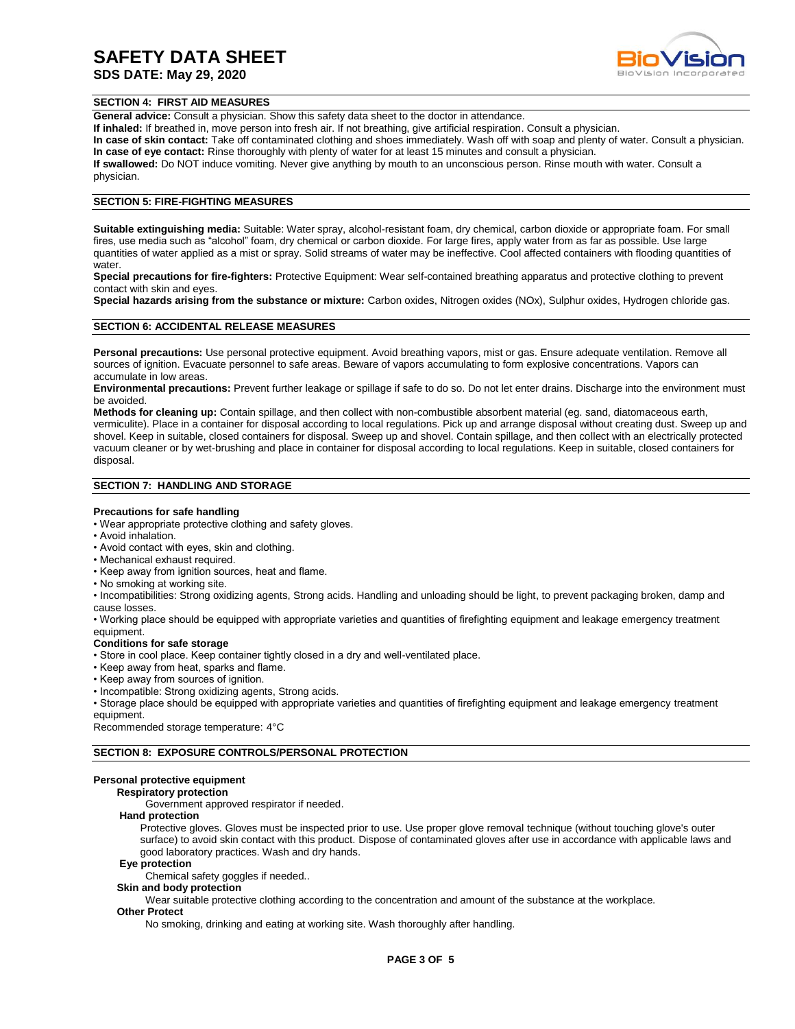## SECTION 4: FIRST AID MEASURES

**General advice:** Consult a physician. Show this safety data sheet to the doctor in attendance.
**If inhaled:** If breathed in, move person into fresh air. If not breathing, give artificial respiration. Consult a physician.
**In case of skin contact:** Take off contaminated clothing and shoes immediately. Wash off with soap and plenty of water. Consult a physician.
**In case of eye contact:** Rinse thoroughly with plenty of water for at least 15 minutes and consult a physician.
**If swallowed:** Do NOT induce vomiting. Never give anything by mouth to an unconscious person. Rinse mouth with water. Consult a physician.

## SECTION 5: FIRE-FIGHTING MEASURES

**Suitable extinguishing media:** Suitable: Water spray, alcohol-resistant foam, dry chemical, carbon dioxide or appropriate foam. For small fires, use media such as "alcohol" foam, dry chemical or carbon dioxide. For large fires, apply water from as far as possible. Use large quantities of water applied as a mist or spray. Solid streams of water may be ineffective. Cool affected containers with flooding quantities of water.
**Special precautions for fire-fighters:** Protective Equipment: Wear self-contained breathing apparatus and protective clothing to prevent contact with skin and eyes.
**Special hazards arising from the substance or mixture:** Carbon oxides, Nitrogen oxides (NOx), Sulphur oxides, Hydrogen chloride gas.

## SECTION 6: ACCIDENTAL RELEASE MEASURES

**Personal precautions:** Use personal protective equipment. Avoid breathing vapors, mist or gas. Ensure adequate ventilation. Remove all sources of ignition. Evacuate personnel to safe areas. Beware of vapors accumulating to form explosive concentrations. Vapors can accumulate in low areas.
**Environmental precautions:** Prevent further leakage or spillage if safe to do so. Do not let enter drains. Discharge into the environment must be avoided.
**Methods for cleaning up:** Contain spillage, and then collect with non-combustible absorbent material (eg. sand, diatomaceous earth, vermiculite). Place in a container for disposal according to local regulations. Pick up and arrange disposal without creating dust. Sweep up and shovel. Keep in suitable, closed containers for disposal. Sweep up and shovel. Contain spillage, and then collect with an electrically protected vacuum cleaner or by wet-brushing and place in container for disposal according to local regulations. Keep in suitable, closed containers for disposal.

## SECTION 7: HANDLING AND STORAGE

**Precautions for safe handling**

- Wear appropriate protective clothing and safety gloves.
- Avoid inhalation.
- Avoid contact with eyes, skin and clothing.
- Mechanical exhaust required.
- Keep away from ignition sources, heat and flame.
- No smoking at working site.
- Incompatibilities: Strong oxidizing agents, Strong acids. Handling and unloading should be light, to prevent packaging broken, damp and cause losses.
- Working place should be equipped with appropriate varieties and quantities of firefighting equipment and leakage emergency treatment equipment.

**Conditions for safe storage**

- Store in cool place. Keep container tightly closed in a dry and well-ventilated place.
- Keep away from heat, sparks and flame.
- Keep away from sources of ignition.
- Incompatible: Strong oxidizing agents, Strong acids.
- Storage place should be equipped with appropriate varieties and quantities of firefighting equipment and leakage emergency treatment equipment.

Recommended storage temperature: 4°C

## SECTION 8: EXPOSURE CONTROLS/PERSONAL PROTECTION

**Personal protective equipment**

**Respiratory protection**

Government approved respirator if needed.

**Hand protection**

Protective gloves. Gloves must be inspected prior to use. Use proper glove removal technique (without touching glove's outer surface) to avoid skin contact with this product. Dispose of contaminated gloves after use in accordance with applicable laws and good laboratory practices. Wash and dry hands.

**Eye protection**

Chemical safety goggles if needed..

**Skin and body protection**

Wear suitable protective clothing according to the concentration and amount of the substance at the workplace.

**Other Protect**

No smoking, drinking and eating at working site. Wash thoroughly after handling.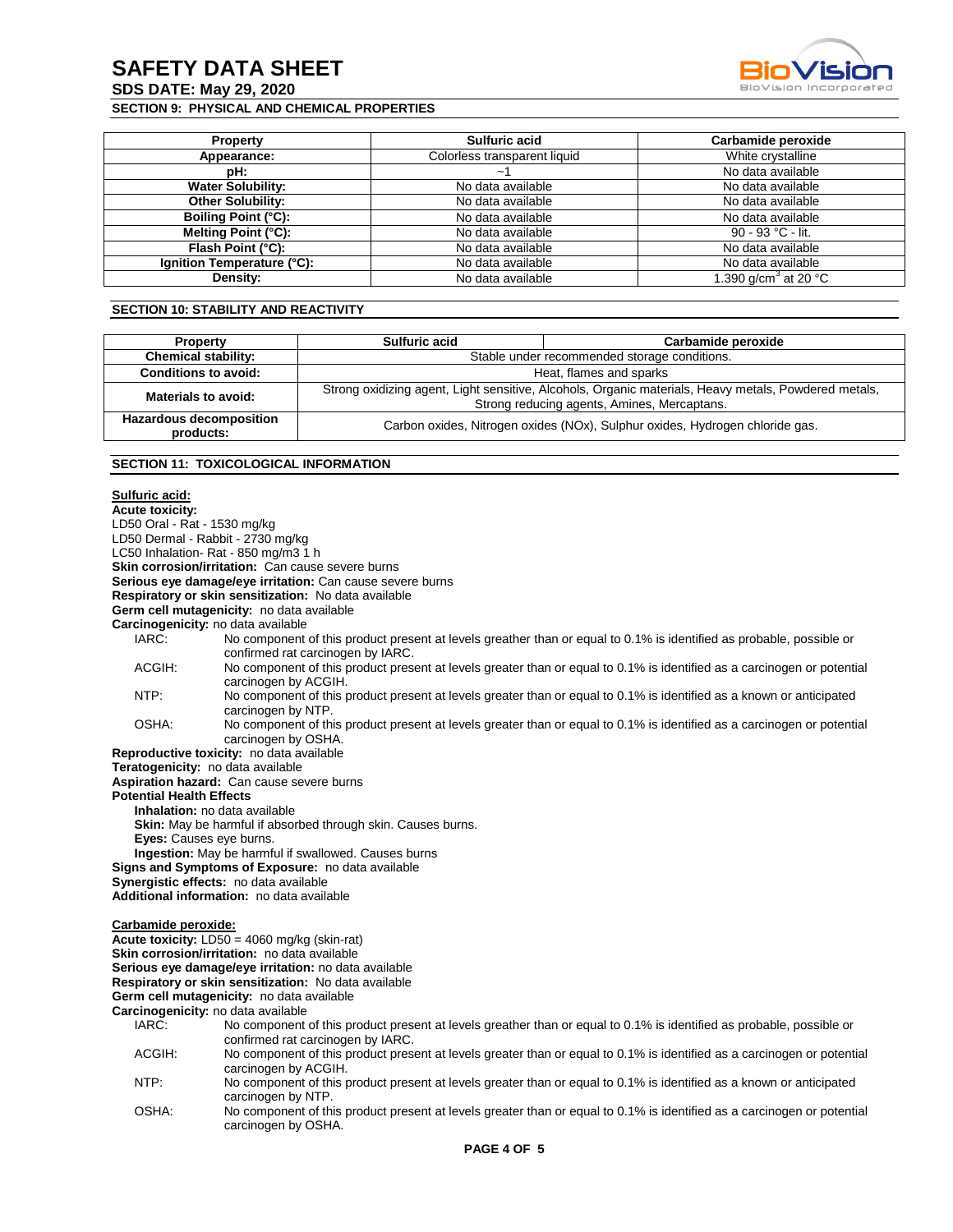## SECTION 9: PHYSICAL AND CHEMICAL PROPERTIES

| Property | Sulfuric acid | Carbamide peroxide |
|---|---|---|
| Appearance: | Colorless transparent liquid | White crystalline |
| pH: | ~1 | No data available |
| Water Solubility: | No data available | No data available |
| Other Solubility: | No data available | No data available |
| Boiling Point (°C): | No data available | No data available |
| Melting Point (°C): | No data available | 90 - 93 °C - lit. |
| Flash Point (°C): | No data available | No data available |
| Ignition Temperature (°C): | No data available | No data available |
| Density: | No data available | 1.390 g/cm$^3$ at 20 °C |

## SECTION 10: STABILITY AND REACTIVITY

| Property | Sulfuric acid | Carbamide peroxide |
|---|---|---|
| Chemical stability: | Stable under recommended storage conditions. | |
| Conditions to avoid: | Heat, flames and sparks | |
| Materials to avoid: | Strong oxidizing agent, Light sensitive, Alcohols, Organic materials, Heavy metals, Powdered metals, Strong reducing agents, Amines, Mercaptans. | |
| Hazardous decomposition products: | Carbon oxides, Nitrogen oxides (NOx), Sulphur oxides, Hydrogen chloride gas. | |

## SECTION 11: TOXICOLOGICAL INFORMATION

**Sulfuric acid:**

**Acute toxicity:**
LD50 Oral - Rat - 1530 mg/kg
LD50 Dermal - Rabbit - 2730 mg/kg
LC50 Inhalation- Rat - 850 mg/m3 1 h

**Skin corrosion/irritation:** Can cause severe burns
**Serious eye damage/eye irritation:** Can cause severe burns
**Respiratory or skin sensitization:** No data available
**Germ cell mutagenicity:** no data available
**Carcinogenicity:** no data available

- IARC: No component of this product present at levels greather than or equal to 0.1% is identified as probable, possible or confirmed rat carcinogen by IARC.
- ACGIH: No component of this product present at levels greater than or equal to 0.1% is identified as a carcinogen or potential carcinogen by ACGIH.
- NTP: No component of this product present at levels greater than or equal to 0.1% is identified as a known or anticipated carcinogen by NTP.
- OSHA: No component of this product present at levels greater than or equal to 0.1% is identified as a carcinogen or potential carcinogen by OSHA.

**Reproductive toxicity:** no data available
**Teratogenicity:** no data available
**Aspiration hazard:** Can cause severe burns
**Potential Health Effects**

- **Inhalation:** no data available
- **Skin:** May be harmful if absorbed through skin. Causes burns.
- **Eyes:** Causes eye burns.
- **Ingestion:** May be harmful if swallowed. Causes burns

**Signs and Symptoms of Exposure:** no data available
**Synergistic effects:** no data available
**Additional information:** no data available

**Carbamide peroxide:**

**Acute toxicity:** LD50 = 4060 mg/kg (skin-rat)
**Skin corrosion/irritation:** no data available
**Serious eye damage/eye irritation:** no data available
**Respiratory or skin sensitization:** No data available
**Germ cell mutagenicity:** no data available
**Carcinogenicity:** no data available

- IARC: No component of this product present at levels greather than or equal to 0.1% is identified as probable, possible or confirmed rat carcinogen by IARC.
- ACGIH: No component of this product present at levels greater than or equal to 0.1% is identified as a carcinogen or potential carcinogen by ACGIH.
- NTP: No component of this product present at levels greater than or equal to 0.1% is identified as a known or anticipated carcinogen by NTP.
- OSHA: No component of this product present at levels greater than or equal to 0.1% is identified as a carcinogen or potential carcinogen by OSHA.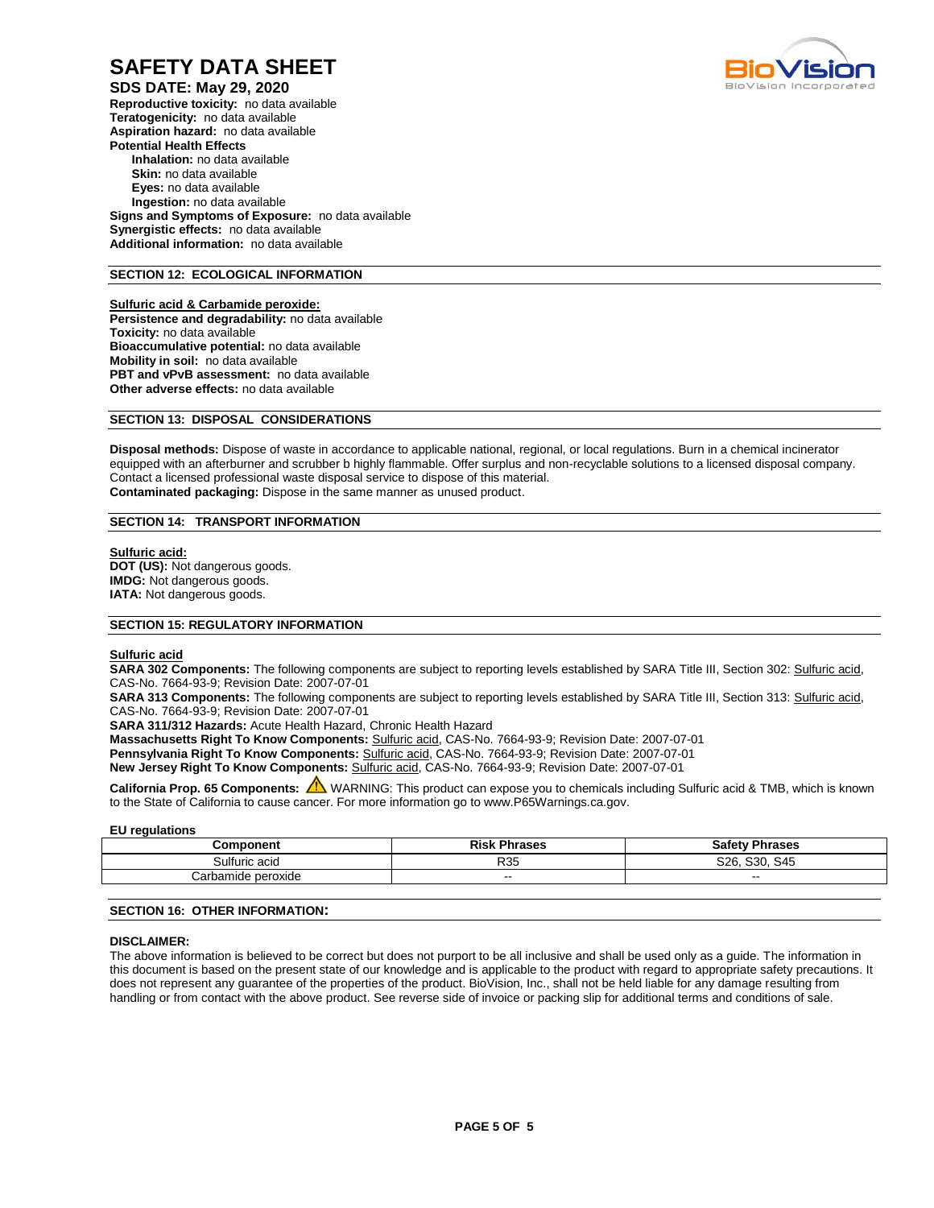**Reproductive toxicity:** no data available
**Teratogenicity:** no data available
**Aspiration hazard:** no data available
**Potential Health Effects**
- **Inhalation:** no data available
- **Skin:** no data available
- **Eyes:** no data available
- **Ingestion:** no data available

**Signs and Symptoms of Exposure:** no data available
**Synergistic effects:** no data available
**Additional information:** no data available

## SECTION 12: ECOLOGICAL INFORMATION

**Sulfuric acid & Carbamide peroxide:**
**Persistence and degradability:** no data available
**Toxicity:** no data available
**Bioaccumulative potential:** no data available
**Mobility in soil:** no data available
**PBT and vPvB assessment:** no data available
**Other adverse effects:** no data available

## SECTION 13: DISPOSAL CONSIDERATIONS

**Disposal methods:** Dispose of waste in accordance to applicable national, regional, or local regulations. Burn in a chemical incinerator equipped with an afterburner and scrubber b highly flammable. Offer surplus and non-recyclable solutions to a licensed disposal company. Contact a licensed professional waste disposal service to dispose of this material.
**Contaminated packaging:** Dispose in the same manner as unused product.

## SECTION 14: TRANSPORT INFORMATION

**Sulfuric acid:**
**DOT (US):** Not dangerous goods.
**IMDG:** Not dangerous goods.
**IATA:** Not dangerous goods.

## SECTION 15: REGULATORY INFORMATION

**Sulfuric acid**
**SARA 302 Components:** The following components are subject to reporting levels established by SARA Title III, Section 302: Sulfuric acid, CAS-No. 7664-93-9; Revision Date: 2007-07-01
**SARA 313 Components:** The following components are subject to reporting levels established by SARA Title III, Section 313: Sulfuric acid, CAS-No. 7664-93-9; Revision Date: 2007-07-01
**SARA 311/312 Hazards:** Acute Health Hazard, Chronic Health Hazard
**Massachusetts Right To Know Components:** Sulfuric acid, CAS-No. 7664-93-9; Revision Date: 2007-07-01
**Pennsylvania Right To Know Components:** Sulfuric acid, CAS-No. 7664-93-9; Revision Date: 2007-07-01
**New Jersey Right To Know Components:** Sulfuric acid, CAS-No. 7664-93-9; Revision Date: 2007-07-01

**California Prop. 65 Components:** ⚠ WARNING: This product can expose you to chemicals including Sulfuric acid & TMB, which is known to the State of California to cause cancer. For more information go to www.P65Warnings.ca.gov.

**EU regulations**

| Component | Risk Phrases | Safety Phrases |
|---|---|---|
| Sulfuric acid | R35 | S26, S30, S45 |
| Carbamide peroxide | -- | -- |

## SECTION 16: OTHER INFORMATION:

**DISCLAIMER:**
The above information is believed to be correct but does not purport to be all inclusive and shall be used only as a guide. The information in this document is based on the present state of our knowledge and is applicable to the product with regard to appropriate safety precautions. It does not represent any guarantee of the properties of the product. BioVision, Inc., shall not be held liable for any damage resulting from handling or from contact with the above product. See reverse side of invoice or packing slip for additional terms and conditions of sale.